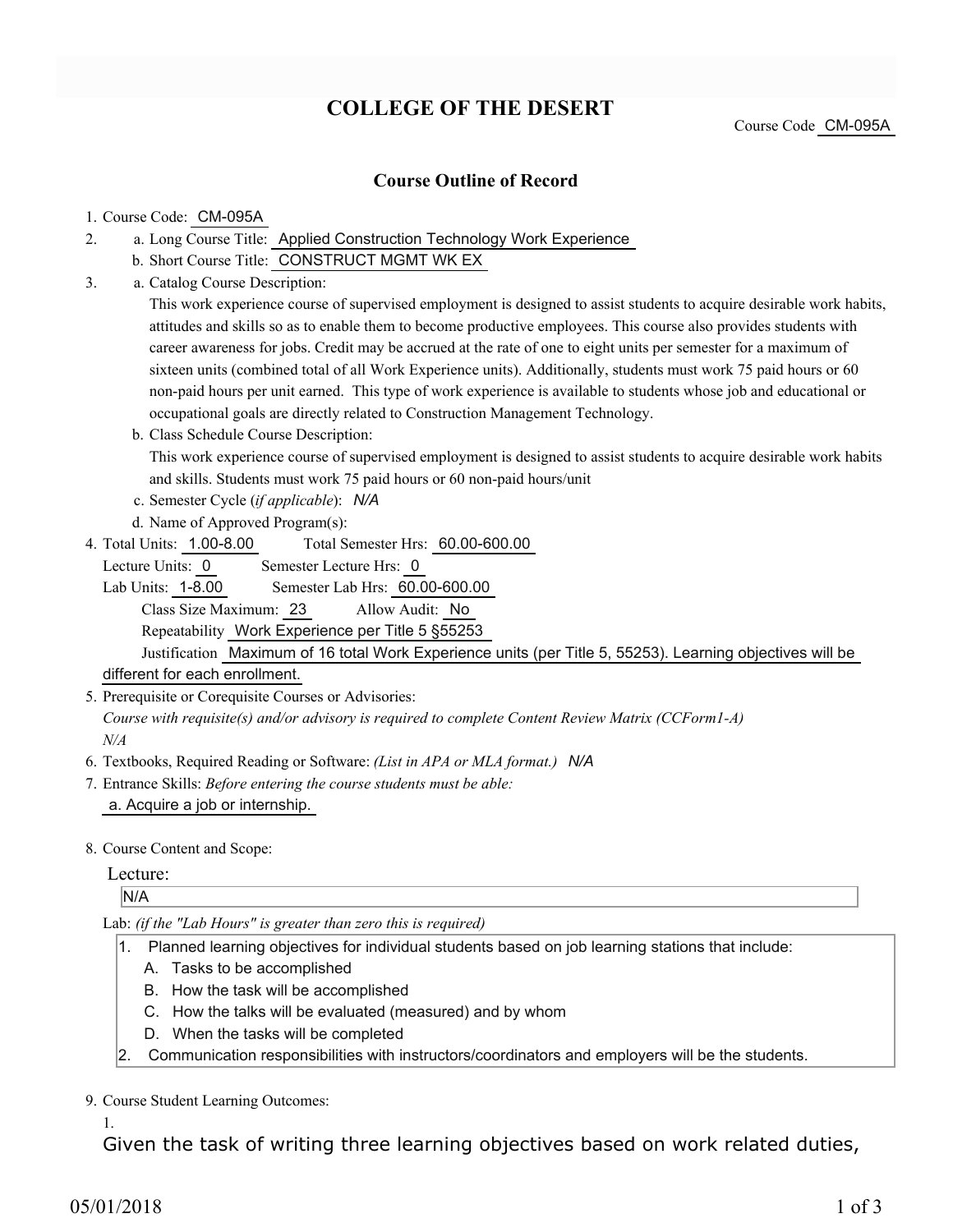# COLLEGE OF THE DESERT

Course Code CM-095A

## Course Outline of Record

1. Course Code: CM-095A
2. a. Long Course Title: Applied Construction Technology Work Experience
   b. Short Course Title: CONSTRUCT MGMT WK EX
3. a. Catalog Course Description:
   This work experience course of supervised employment is designed to assist students to acquire desirable work habits, attitudes and skills so as to enable them to become productive employees. This course also provides students with career awareness for jobs. Credit may be accrued at the rate of one to eight units per semester for a maximum of sixteen units (combined total of all Work Experience units). Additionally, students must work 75 paid hours or 60 non-paid hours per unit earned. This type of work experience is available to students whose job and educational or occupational goals are directly related to Construction Management Technology.
   b. Class Schedule Course Description:
   This work experience course of supervised employment is designed to assist students to acquire desirable work habits and skills. Students must work 75 paid hours or 60 non-paid hours/unit
   c. Semester Cycle (*if applicable*): *N/A*
   d. Name of Approved Program(s):
4. Total Units: 1.00-8.00 Total Semester Hrs: 60.00-600.00
   Lecture Units: 0 Semester Lecture Hrs: 0
   Lab Units: 1-8.00 Semester Lab Hrs: 60.00-600.00
   Class Size Maximum: 23 Allow Audit: No
   Repeatability Work Experience per Title 5 §55253
   Justification Maximum of 16 total Work Experience units (per Title 5, 55253). Learning objectives will be different for each enrollment.
5. Prerequisite or Corequisite Courses or Advisories:
   *Course with requisite(s) and/or advisory is required to complete Content Review Matrix (CCForm1-A)*
   *N/A*
6. Textbooks, Required Reading or Software: *(List in APA or MLA format.)* *N/A*
7. Entrance Skills: *Before entering the course students must be able:*
   a. Acquire a job or internship.
8. Course Content and Scope:

   Lecture:

   N/A

   Lab: *(if the "Lab Hours" is greater than zero this is required)*
   1. Planned learning objectives for individual students based on job learning stations that include:
      A. Tasks to be accomplished
      B. How the task will be accomplished
      C. How the talks will be evaluated (measured) and by whom
      D. When the tasks will be completed
   2. Communication responsibilities with instructors/coordinators and employers will be the students.
9. Course Student Learning Outcomes:
   1.
   Given the task of writing three learning objectives based on work related duties,

05/01/2018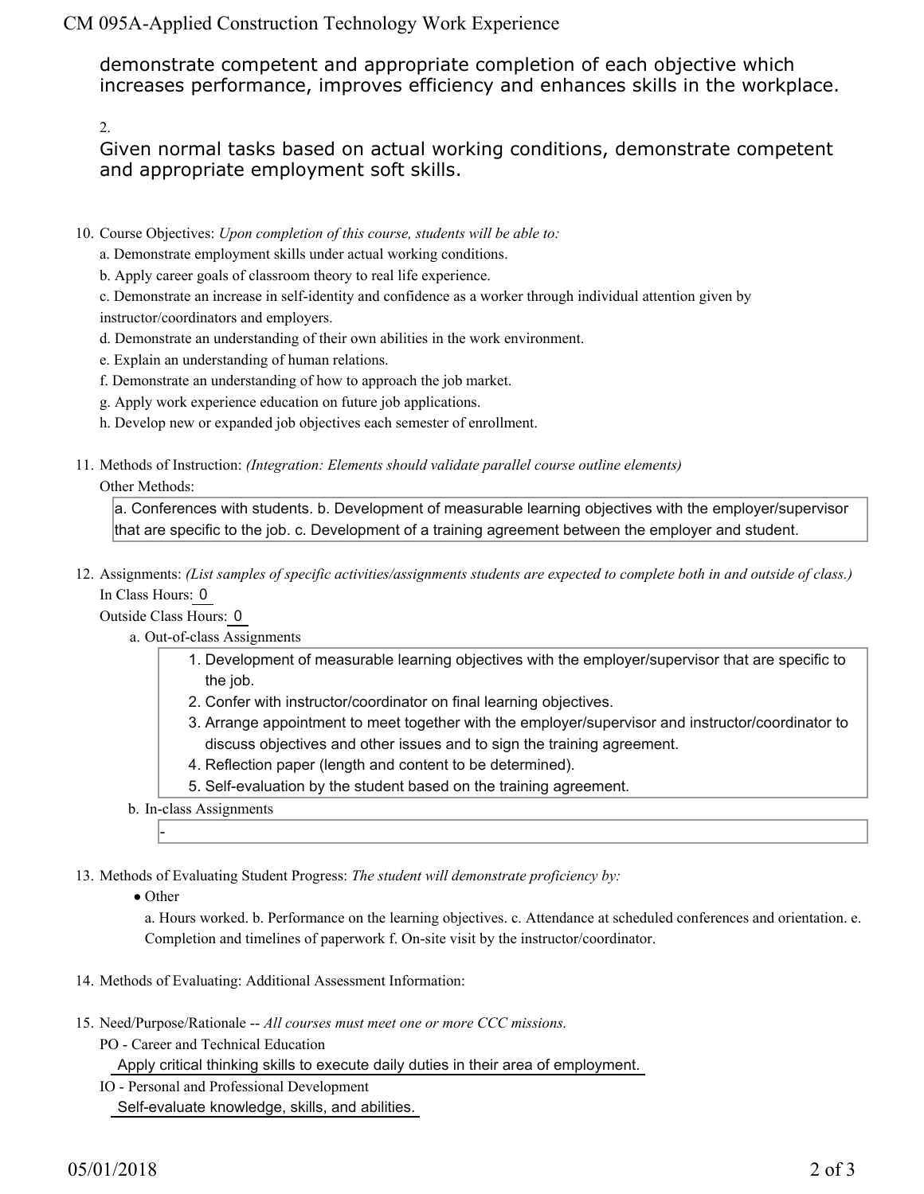demonstrate competent and appropriate completion of each objective which increases performance, improves efficiency and enhances skills in the workplace.

2.

Given normal tasks based on actual working conditions, demonstrate competent and appropriate employment soft skills.

10. Course Objectives: *Upon completion of this course, students will be able to:*

    a. Demonstrate employment skills under actual working conditions.

    b. Apply career goals of classroom theory to real life experience.

    c. Demonstrate an increase in self-identity and confidence as a worker through individual attention given by instructor/coordinators and employers.

    d. Demonstrate an understanding of their own abilities in the work environment.

    e. Explain an understanding of human relations.

    f. Demonstrate an understanding of how to approach the job market.

    g. Apply work experience education on future job applications.

    h. Develop new or expanded job objectives each semester of enrollment.

11. Methods of Instruction: *(Integration: Elements should validate parallel course outline elements)*

    Other Methods:

    a. Conferences with students. b. Development of measurable learning objectives with the employer/supervisor that are specific to the job. c. Development of a training agreement between the employer and student.

12. Assignments: *(List samples of specific activities/assignments students are expected to complete both in and outside of class.)*

    In Class Hours: 0

    Outside Class Hours: 0

    a. Out-of-class Assignments

    1. Development of measurable learning objectives with the employer/supervisor that are specific to the job.
    2. Confer with instructor/coordinator on final learning objectives.
    3. Arrange appointment to meet together with the employer/supervisor and instructor/coordinator to discuss objectives and other issues and to sign the training agreement.
    4. Reflection paper (length and content to be determined).
    5. Self-evaluation by the student based on the training agreement.

    b. In-class Assignments

    -

13. Methods of Evaluating Student Progress: *The student will demonstrate proficiency by:*

    - Other

      a. Hours worked. b. Performance on the learning objectives. c. Attendance at scheduled conferences and orientation. e. Completion and timelines of paperwork f. On-site visit by the instructor/coordinator.

14. Methods of Evaluating: Additional Assessment Information:

15. Need/Purpose/Rationale -- *All courses must meet one or more CCC missions.*

    PO - Career and Technical Education

    Apply critical thinking skills to execute daily duties in their area of employment.

    IO - Personal and Professional Development

    Self-evaluate knowledge, skills, and abilities.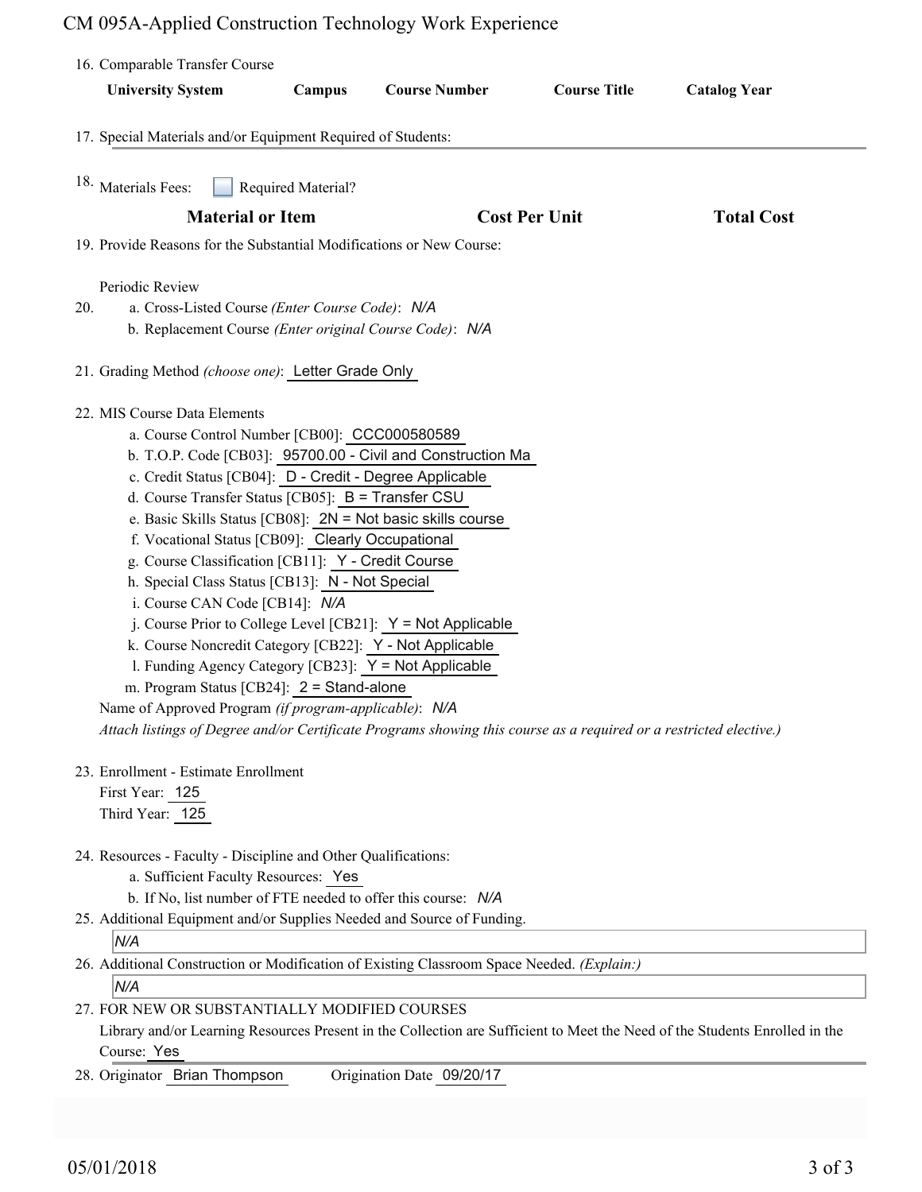16. Comparable Transfer Course

| University System | Campus | Course Number | Course Title | Catalog Year |
|---|---|---|---|---|

17. Special Materials and/or Equipment Required of Students:

18. Materials Fees: ☐ Required Material?

| Material or Item | Cost Per Unit | Total Cost |
|---|---|---|

19. Provide Reasons for the Substantial Modifications or New Course:

Periodic Review

20. a. Cross-Listed Course *(Enter Course Code)*: *N/A*
    b. Replacement Course *(Enter original Course Code)*: *N/A*

21. Grading Method *(choose one)*: Letter Grade Only

22. MIS Course Data Elements
    a. Course Control Number [CB00]: CCC000580589
    b. T.O.P. Code [CB03]: 95700.00 - Civil and Construction Ma
    c. Credit Status [CB04]: D - Credit - Degree Applicable
    d. Course Transfer Status [CB05]: B = Transfer CSU
    e. Basic Skills Status [CB08]: 2N = Not basic skills course
    f. Vocational Status [CB09]: Clearly Occupational
    g. Course Classification [CB11]: Y - Credit Course
    h. Special Class Status [CB13]: N - Not Special
    i. Course CAN Code [CB14]: *N/A*
    j. Course Prior to College Level [CB21]: Y = Not Applicable
    k. Course Noncredit Category [CB22]: Y - Not Applicable
    l. Funding Agency Category [CB23]: Y = Not Applicable
    m. Program Status [CB24]: 2 = Stand-alone

    Name of Approved Program *(if program-applicable)*: *N/A*

    *Attach listings of Degree and/or Certificate Programs showing this course as a required or a restricted elective.)*

23. Enrollment - Estimate Enrollment
    First Year: 125
    Third Year: 125

24. Resources - Faculty - Discipline and Other Qualifications:
    a. Sufficient Faculty Resources: Yes
    b. If No, list number of FTE needed to offer this course: *N/A*

25. Additional Equipment and/or Supplies Needed and Source of Funding.

    *N/A*

26. Additional Construction or Modification of Existing Classroom Space Needed. *(Explain:)*

    *N/A*

27. FOR NEW OR SUBSTANTIALLY MODIFIED COURSES
    Library and/or Learning Resources Present in the Collection are Sufficient to Meet the Need of the Students Enrolled in the Course: Yes

28. Originator Brian Thompson Origination Date 09/20/17